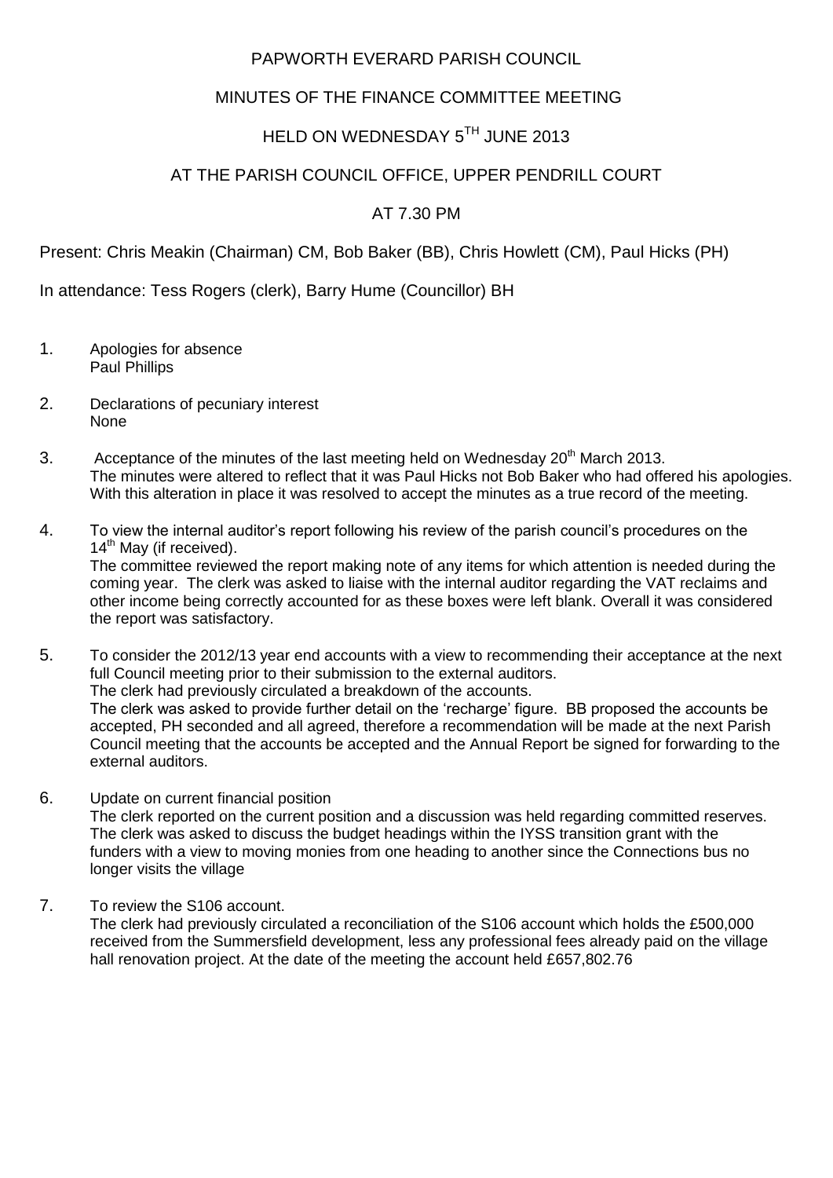PAPWORTH EVERARD PARISH COUNCIL

MINUTES OF THE FINANCE COMMITTEE MEETING

HELD ON WEDNESDAY 5TH JUNE 2013

AT THE PARISH COUNCIL OFFICE, UPPER PENDRILL COURT

AT 7.30 PM

Present: Chris Meakin (Chairman) CM, Bob Baker (BB), Chris Howlett (CM), Paul Hicks (PH)

In attendance: Tess Rogers (clerk), Barry Hume (Councillor) BH

1. Apologies for absence
   Paul Phillips

2. Declarations of pecuniary interest
   None

3. Acceptance of the minutes of the last meeting held on Wednesday 20th March 2013.
   The minutes were altered to reflect that it was Paul Hicks not Bob Baker who had offered his apologies. With this alteration in place it was resolved to accept the minutes as a true record of the meeting.

4. To view the internal auditor's report following his review of the parish council's procedures on the 14th May (if received).
   The committee reviewed the report making note of any items for which attention is needed during the coming year. The clerk was asked to liaise with the internal auditor regarding the VAT reclaims and other income being correctly accounted for as these boxes were left blank. Overall it was considered the report was satisfactory.

5. To consider the 2012/13 year end accounts with a view to recommending their acceptance at the next full Council meeting prior to their submission to the external auditors.
   The clerk had previously circulated a breakdown of the accounts.
   The clerk was asked to provide further detail on the 'recharge' figure. BB proposed the accounts be accepted, PH seconded and all agreed, therefore a recommendation will be made at the next Parish Council meeting that the accounts be accepted and the Annual Report be signed for forwarding to the external auditors.

6. Update on current financial position
   The clerk reported on the current position and a discussion was held regarding committed reserves. The clerk was asked to discuss the budget headings within the IYSS transition grant with the funders with a view to moving monies from one heading to another since the Connections bus no longer visits the village

7. To review the S106 account.
   The clerk had previously circulated a reconciliation of the S106 account which holds the £500,000 received from the Summersfield development, less any professional fees already paid on the village hall renovation project. At the date of the meeting the account held £657,802.76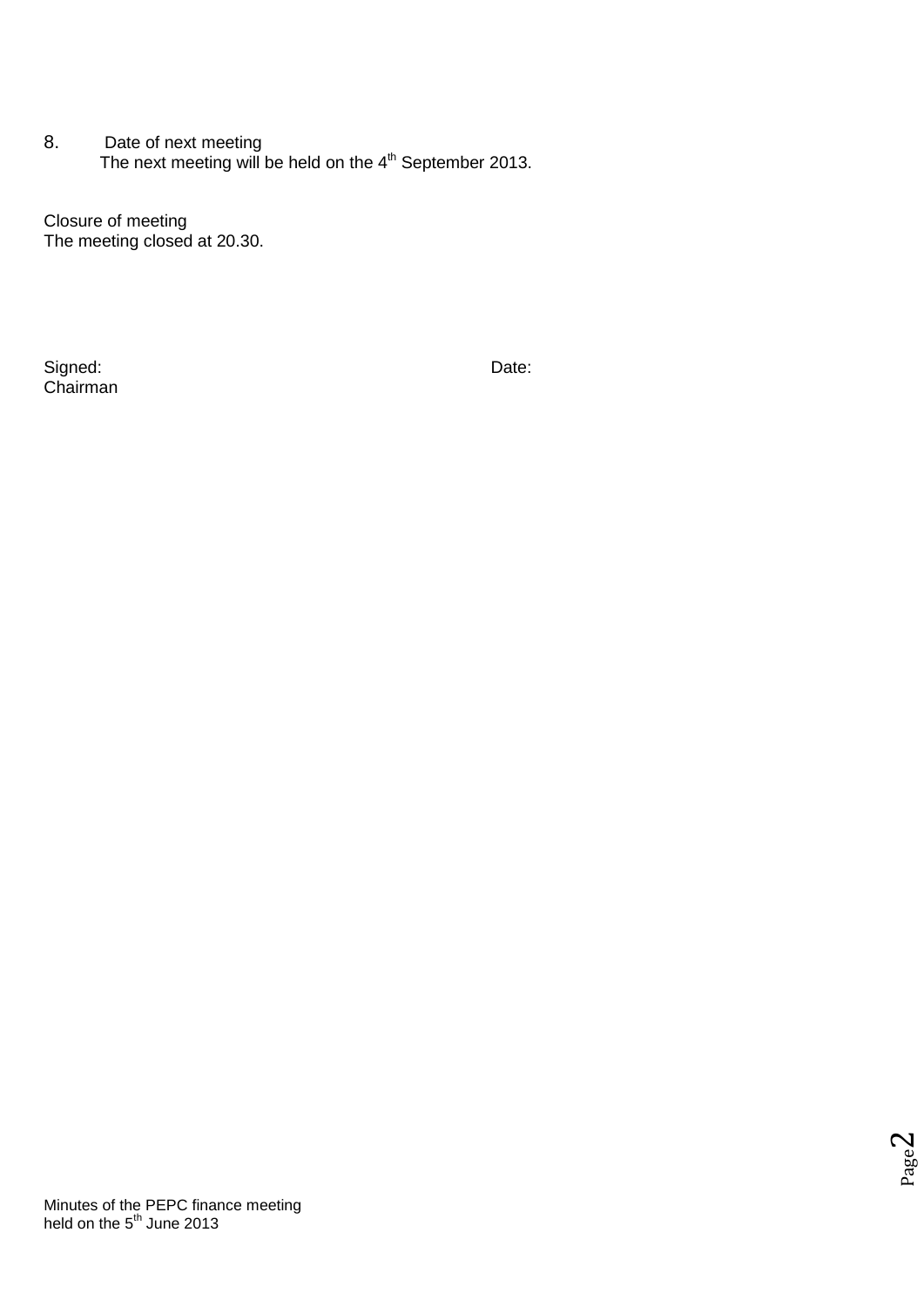8. Date of next meeting

The next meeting will be held on the 4th September 2013.

Closure of meeting
The meeting closed at 20.30.

Signed: Date:
Chairman